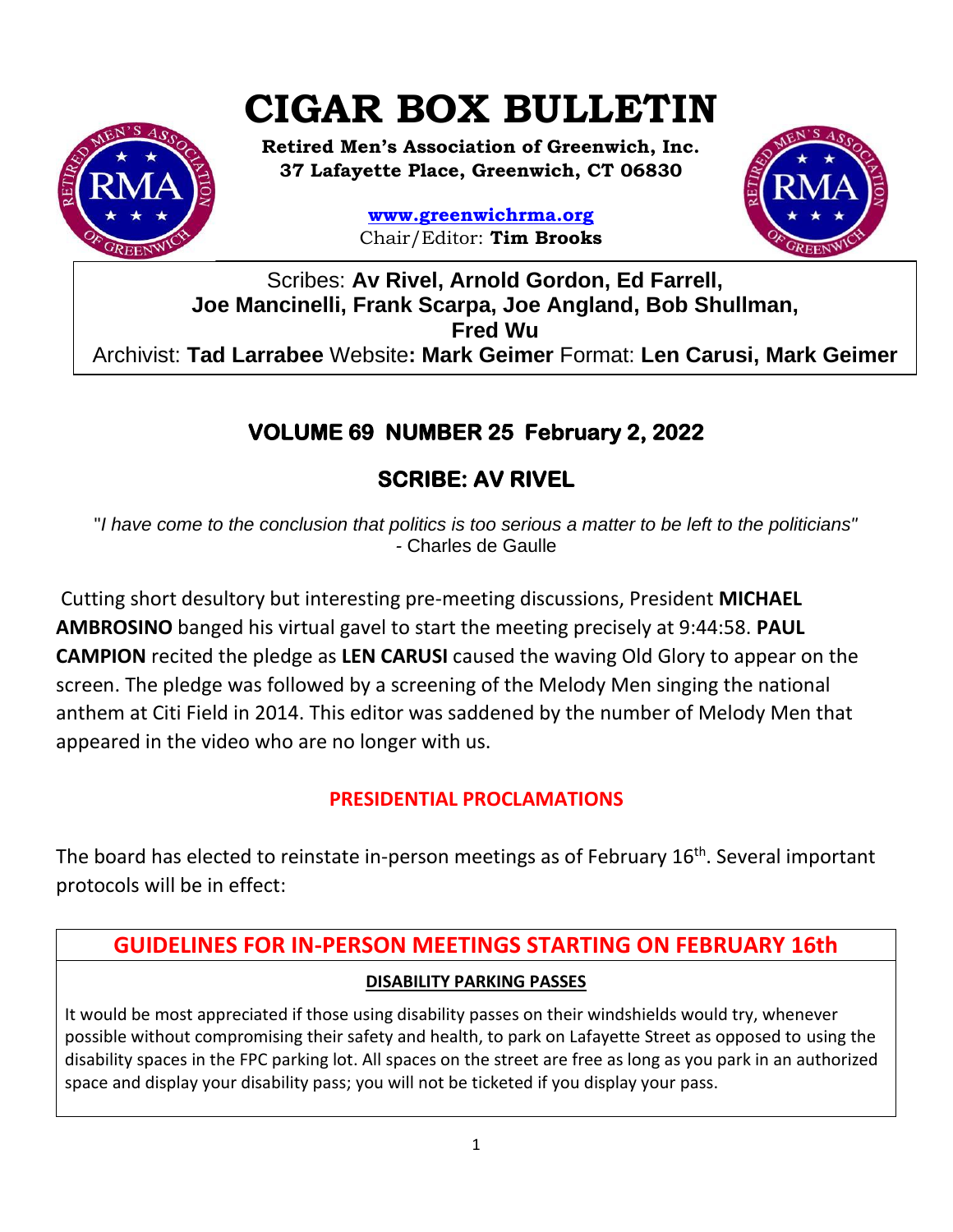# CIGAR BOX BULLETIN

**Retired Men's Association of Greenwich, Inc.**
**37 Lafayette Place, Greenwich, CT 06830**

**www.greenwichrma.org**
Chair/Editor: **Tim Brooks**

Scribes: **Av Rivel, Arnold Gordon, Ed Farrell, Joe Mancinelli, Frank Scarpa, Joe Angland, Bob Shullman, Fred Wu**
Archivist: **Tad Larrabee** Website**: Mark Geimer** Format: **Len Carusi, Mark Geimer**

## VOLUME 69 NUMBER 25 February 2, 2022

## SCRIBE: AV RIVEL

"*I have come to the conclusion that politics is too serious a matter to be left to the politicians*"
- Charles de Gaulle

Cutting short desultory but interesting pre-meeting discussions, President **MICHAEL AMBROSINO** banged his virtual gavel to start the meeting precisely at 9:44:58. **PAUL CAMPION** recited the pledge as **LEN CARUSI** caused the waving Old Glory to appear on the screen. The pledge was followed by a screening of the Melody Men singing the national anthem at Citi Field in 2014. This editor was saddened by the number of Melody Men that appeared in the video who are no longer with us.

### PRESIDENTIAL PROCLAMATIONS

The board has elected to reinstate in-person meetings as of February 16th. Several important protocols will be in effect:

### GUIDELINES FOR IN-PERSON MEETINGS STARTING ON FEBRUARY 16th

**DISABILITY PARKING PASSES**

It would be most appreciated if those using disability passes on their windshields would try, whenever possible without compromising their safety and health, to park on Lafayette Street as opposed to using the disability spaces in the FPC parking lot. All spaces on the street are free as long as you park in an authorized space and display your disability pass; you will not be ticketed if you display your pass.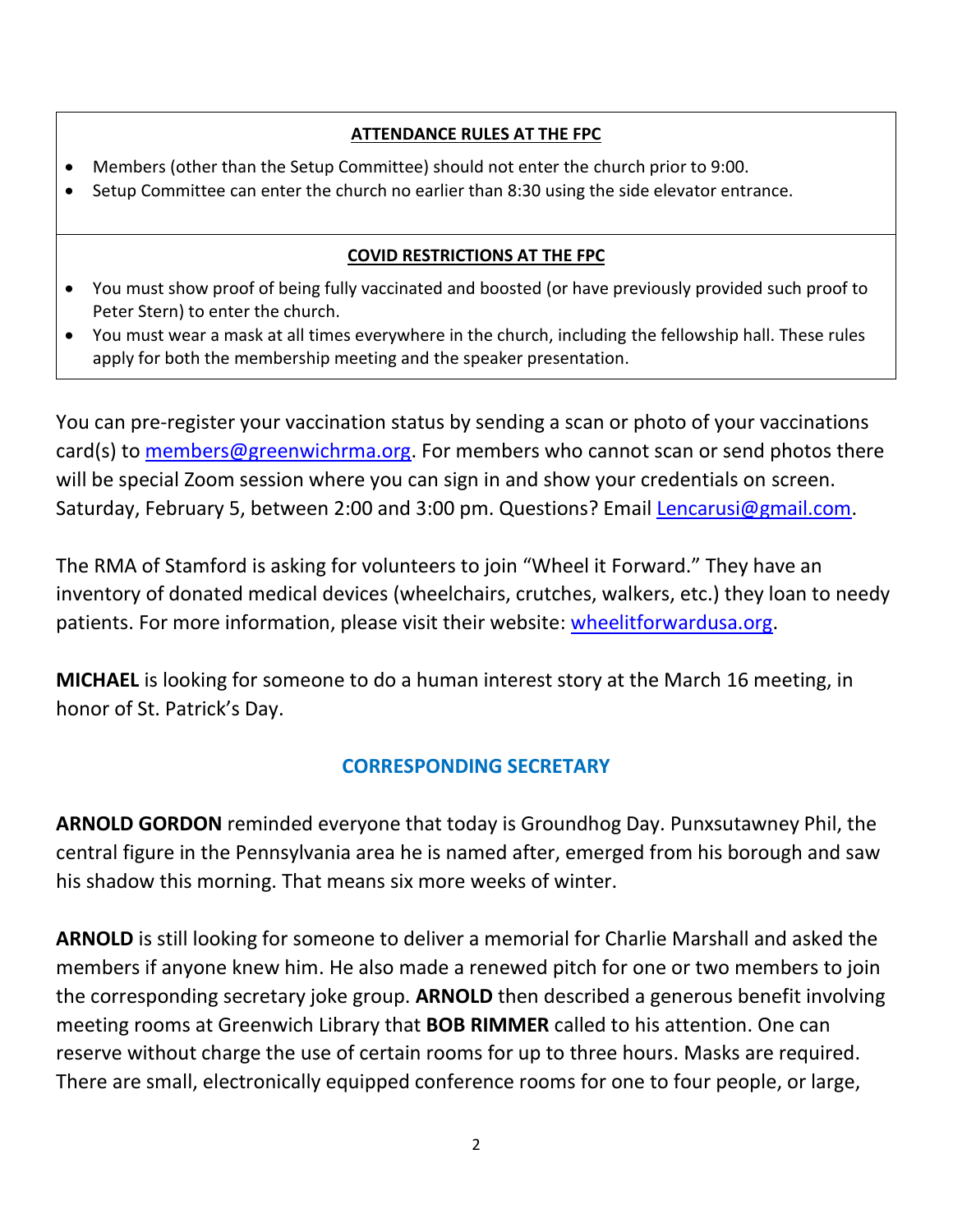**ATTENDANCE RULES AT THE FPC**

- Members (other than the Setup Committee) should not enter the church prior to 9:00.
- Setup Committee can enter the church no earlier than 8:30 using the side elevator entrance.

**COVID RESTRICTIONS AT THE FPC**

- You must show proof of being fully vaccinated and boosted (or have previously provided such proof to Peter Stern) to enter the church.
- You must wear a mask at all times everywhere in the church, including the fellowship hall. These rules apply for both the membership meeting and the speaker presentation.

You can pre-register your vaccination status by sending a scan or photo of your vaccinations card(s) to members@greenwichrma.org. For members who cannot scan or send photos there will be special Zoom session where you can sign in and show your credentials on screen. Saturday, February 5, between 2:00 and 3:00 pm. Questions? Email Lencarusi@gmail.com.

The RMA of Stamford is asking for volunteers to join "Wheel it Forward." They have an inventory of donated medical devices (wheelchairs, crutches, walkers, etc.) they loan to needy patients. For more information, please visit their website: wheelitforwardusa.org.

**MICHAEL** is looking for someone to do a human interest story at the March 16 meeting, in honor of St. Patrick's Day.

## CORRESPONDING SECRETARY

**ARNOLD GORDON** reminded everyone that today is Groundhog Day. Punxsutawney Phil, the central figure in the Pennsylvania area he is named after, emerged from his borough and saw his shadow this morning. That means six more weeks of winter.

**ARNOLD** is still looking for someone to deliver a memorial for Charlie Marshall and asked the members if anyone knew him. He also made a renewed pitch for one or two members to join the corresponding secretary joke group. **ARNOLD** then described a generous benefit involving meeting rooms at Greenwich Library that **BOB RIMMER** called to his attention. One can reserve without charge the use of certain rooms for up to three hours. Masks are required. There are small, electronically equipped conference rooms for one to four people, or large,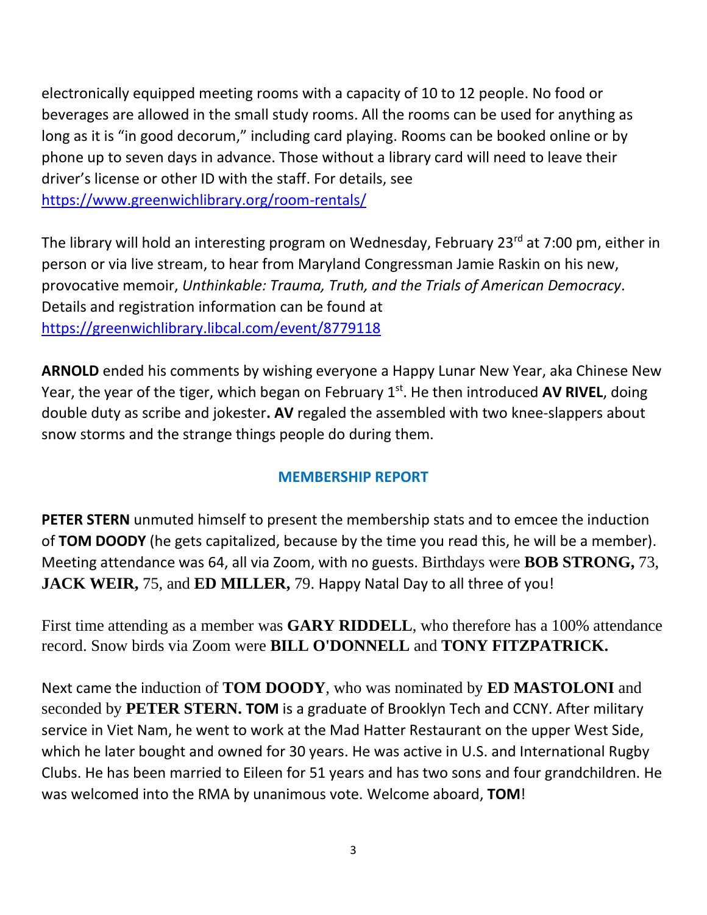electronically equipped meeting rooms with a capacity of 10 to 12 people. No food or beverages are allowed in the small study rooms. All the rooms can be used for anything as long as it is "in good decorum," including card playing. Rooms can be booked online or by phone up to seven days in advance. Those without a library card will need to leave their driver's license or other ID with the staff. For details, see https://www.greenwichlibrary.org/room-rentals/

The library will hold an interesting program on Wednesday, February 23rd at 7:00 pm, either in person or via live stream, to hear from Maryland Congressman Jamie Raskin on his new, provocative memoir, *Unthinkable: Trauma, Truth, and the Trials of American Democracy*. Details and registration information can be found at https://greenwichlibrary.libcal.com/event/8779118

**ARNOLD** ended his comments by wishing everyone a Happy Lunar New Year, aka Chinese New Year, the year of the tiger, which began on February 1st. He then introduced **AV RIVEL**, doing double duty as scribe and jokester**. AV** regaled the assembled with two knee-slappers about snow storms and the strange things people do during them.

## MEMBERSHIP REPORT

**PETER STERN** unmuted himself to present the membership stats and to emcee the induction of **TOM DOODY** (he gets capitalized, because by the time you read this, he will be a member). Meeting attendance was 64, all via Zoom, with no guests. Birthdays were **BOB STRONG,** 73, **JACK WEIR,** 75, and **ED MILLER,** 79. Happy Natal Day to all three of you!

First time attending as a member was **GARY RIDDELL**, who therefore has a 100% attendance record. Snow birds via Zoom were **BILL O'DONNELL** and **TONY FITZPATRICK.**

Next came the induction of **TOM DOODY**, who was nominated by **ED MASTOLONI** and seconded by **PETER STERN. TOM** is a graduate of Brooklyn Tech and CCNY. After military service in Viet Nam, he went to work at the Mad Hatter Restaurant on the upper West Side, which he later bought and owned for 30 years. He was active in U.S. and International Rugby Clubs. He has been married to Eileen for 51 years and has two sons and four grandchildren. He was welcomed into the RMA by unanimous vote. Welcome aboard, **TOM**!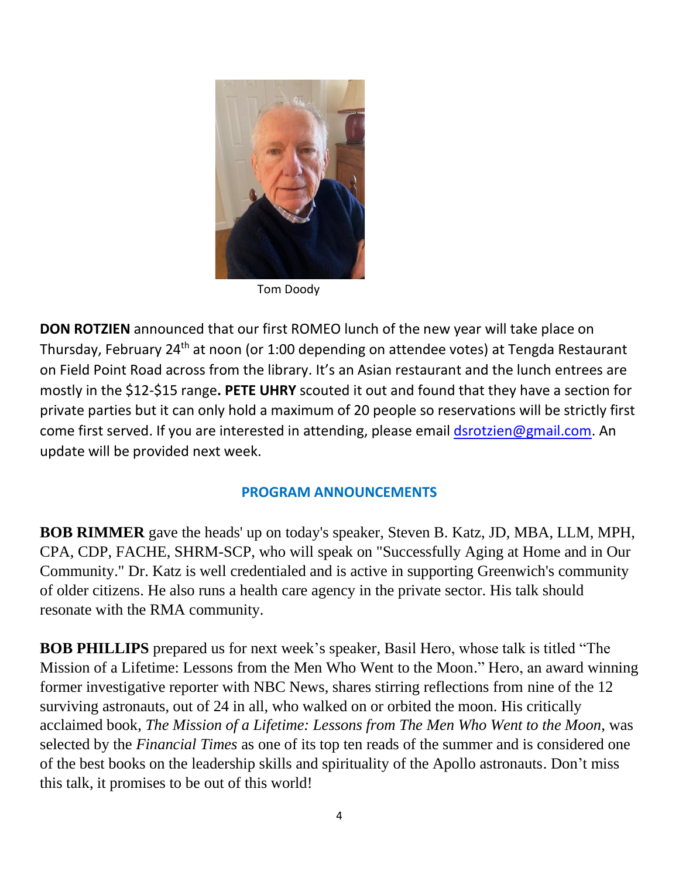Tom Doody

**DON ROTZIEN** announced that our first ROMEO lunch of the new year will take place on Thursday, February 24th at noon (or 1:00 depending on attendee votes) at Tengda Restaurant on Field Point Road across from the library. It's an Asian restaurant and the lunch entrees are mostly in the $12-$15 range**.** **PETE UHRY** scouted it out and found that they have a section for private parties but it can only hold a maximum of 20 people so reservations will be strictly first come first served. If you are interested in attending, please email dsrotzien@gmail.com. An update will be provided next week.

## PROGRAM ANNOUNCEMENTS

**BOB RIMMER** gave the heads' up on today's speaker, Steven B. Katz, JD, MBA, LLM, MPH, CPA, CDP, FACHE, SHRM-SCP, who will speak on "Successfully Aging at Home and in Our Community." Dr. Katz is well credentialed and is active in supporting Greenwich's community of older citizens. He also runs a health care agency in the private sector. His talk should resonate with the RMA community.

**BOB PHILLIPS** prepared us for next week's speaker, Basil Hero, whose talk is titled "The Mission of a Lifetime: Lessons from the Men Who Went to the Moon." Hero, an award winning former investigative reporter with NBC News, shares stirring reflections from nine of the 12 surviving astronauts, out of 24 in all, who walked on or orbited the moon. His critically acclaimed book, *The Mission of a Lifetime: Lessons from The Men Who Went to the Moon*, was selected by the *Financial Times* as one of its top ten reads of the summer and is considered one of the best books on the leadership skills and spirituality of the Apollo astronauts. Don't miss this talk, it promises to be out of this world!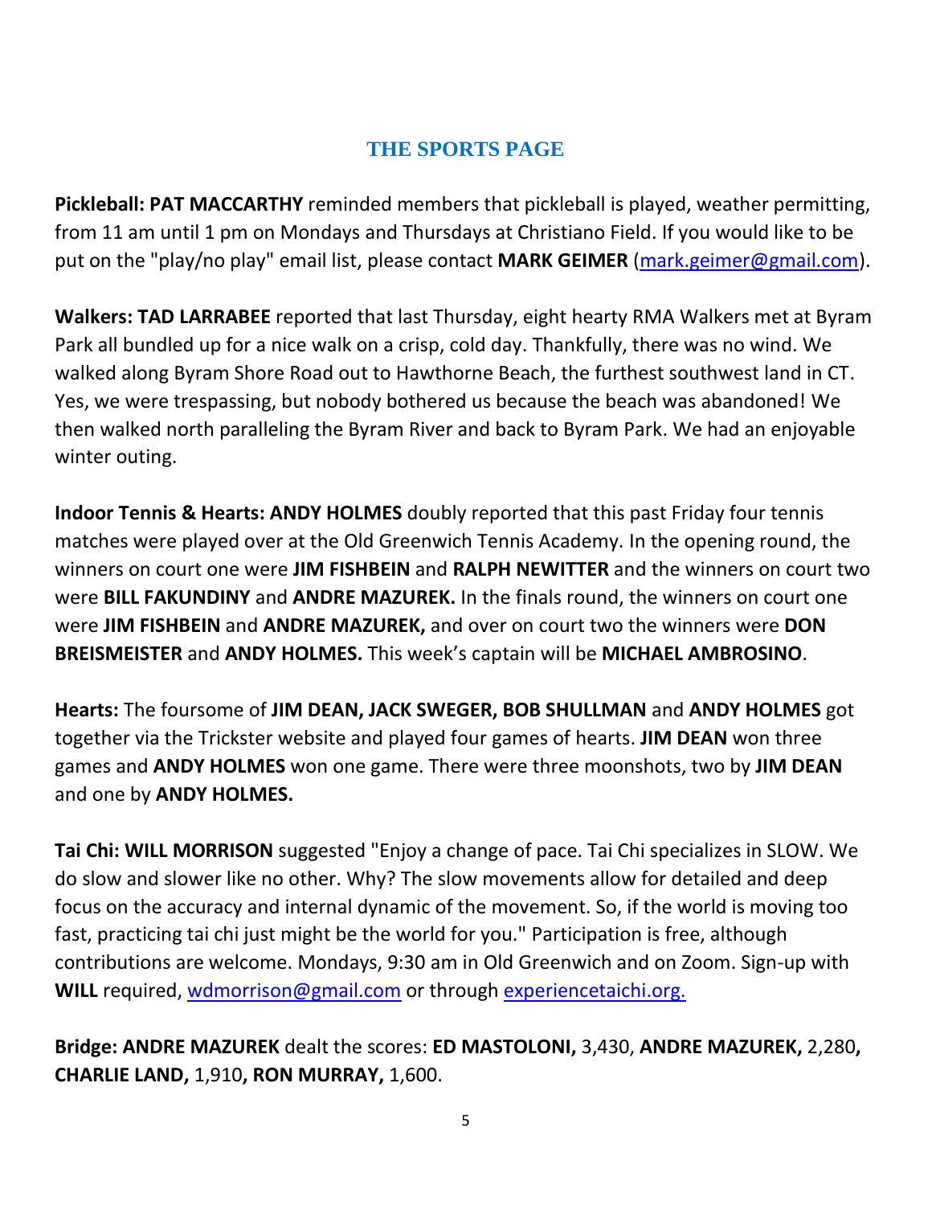## THE SPORTS PAGE

**Pickleball: PAT MACCARTHY** reminded members that pickleball is played, weather permitting, from 11 am until 1 pm on Mondays and Thursdays at Christiano Field. If you would like to be put on the "play/no play" email list, please contact **MARK GEIMER** (mark.geimer@gmail.com).

**Walkers: TAD LARRABEE** reported that last Thursday, eight hearty RMA Walkers met at Byram Park all bundled up for a nice walk on a crisp, cold day. Thankfully, there was no wind. We walked along Byram Shore Road out to Hawthorne Beach, the furthest southwest land in CT. Yes, we were trespassing, but nobody bothered us because the beach was abandoned! We then walked north paralleling the Byram River and back to Byram Park. We had an enjoyable winter outing.

**Indoor Tennis & Hearts: ANDY HOLMES** doubly reported that this past Friday four tennis matches were played over at the Old Greenwich Tennis Academy. In the opening round, the winners on court one were **JIM FISHBEIN** and **RALPH NEWITTER** and the winners on court two were **BILL FAKUNDINY** and **ANDRE MAZUREK.** In the finals round, the winners on court one were **JIM FISHBEIN** and **ANDRE MAZUREK,** and over on court two the winners were **DON BREISMEISTER** and **ANDY HOLMES.** This week's captain will be **MICHAEL AMBROSINO**.

**Hearts:** The foursome of **JIM DEAN, JACK SWEGER, BOB SHULLMAN** and **ANDY HOLMES** got together via the Trickster website and played four games of hearts. **JIM DEAN** won three games and **ANDY HOLMES** won one game. There were three moonshots, two by **JIM DEAN** and one by **ANDY HOLMES.**

**Tai Chi: WILL MORRISON** suggested "Enjoy a change of pace. Tai Chi specializes in SLOW. We do slow and slower like no other. Why? The slow movements allow for detailed and deep focus on the accuracy and internal dynamic of the movement. So, if the world is moving too fast, practicing tai chi just might be the world for you." Participation is free, although contributions are welcome. Mondays, 9:30 am in Old Greenwich and on Zoom. Sign-up with **WILL** required, wdmorrison@gmail.com or through experiencetaichi.org.

**Bridge: ANDRE MAZUREK** dealt the scores: **ED MASTOLONI,** 3,430, **ANDRE MAZUREK,** 2,280**, CHARLIE LAND,** 1,910**, RON MURRAY,** 1,600.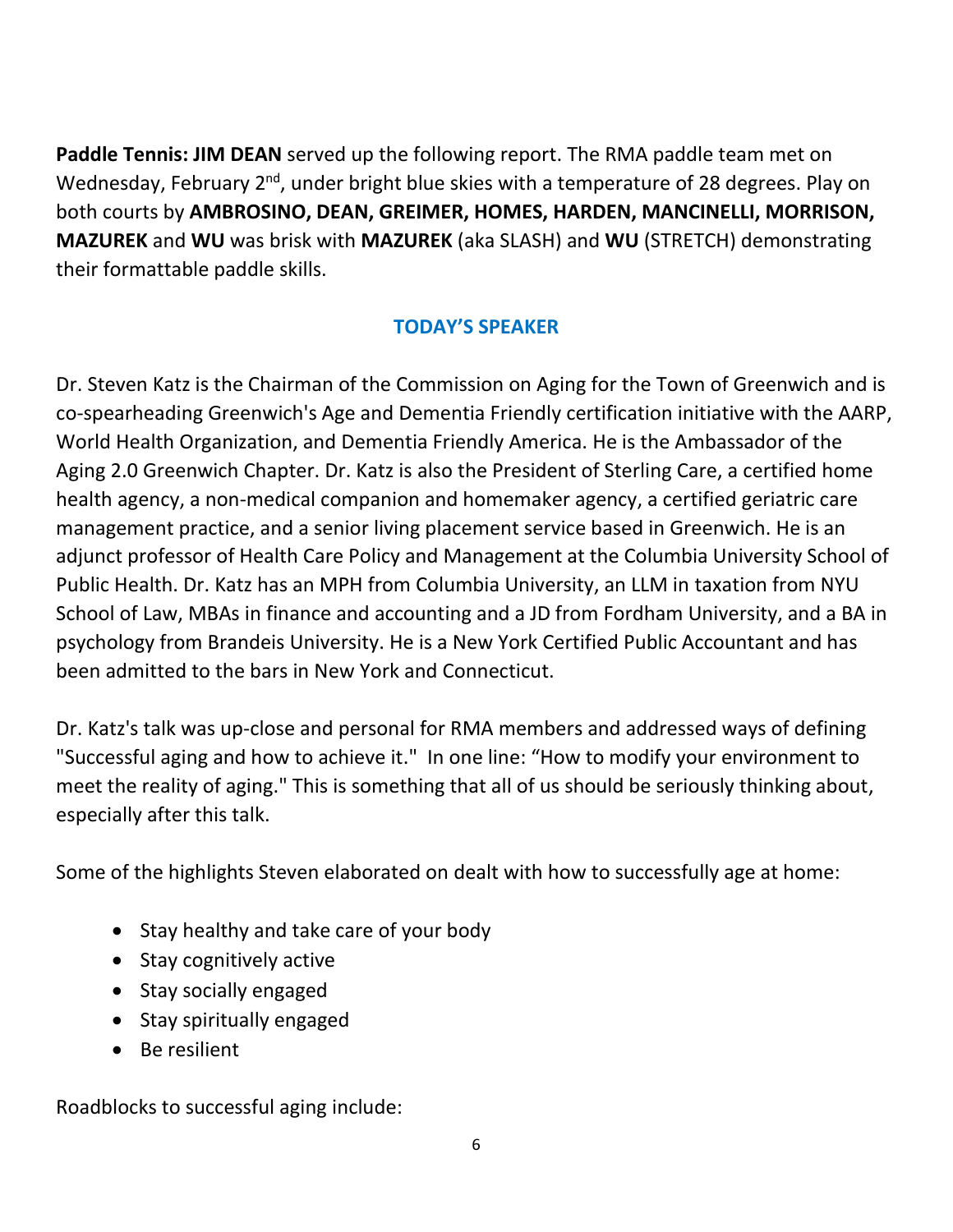**Paddle Tennis: JIM DEAN** served up the following report. The RMA paddle team met on Wednesday, February 2nd, under bright blue skies with a temperature of 28 degrees. Play on both courts by **AMBROSINO, DEAN, GREIMER, HOMES, HARDEN, MANCINELLI, MORRISON, MAZUREK** and **WU** was brisk with **MAZUREK** (aka SLASH) and **WU** (STRETCH) demonstrating their formattable paddle skills.

## TODAY'S SPEAKER

Dr. Steven Katz is the Chairman of the Commission on Aging for the Town of Greenwich and is co-spearheading Greenwich's Age and Dementia Friendly certification initiative with the AARP, World Health Organization, and Dementia Friendly America. He is the Ambassador of the Aging 2.0 Greenwich Chapter. Dr. Katz is also the President of Sterling Care, a certified home health agency, a non-medical companion and homemaker agency, a certified geriatric care management practice, and a senior living placement service based in Greenwich. He is an adjunct professor of Health Care Policy and Management at the Columbia University School of Public Health. Dr. Katz has an MPH from Columbia University, an LLM in taxation from NYU School of Law, MBAs in finance and accounting and a JD from Fordham University, and a BA in psychology from Brandeis University. He is a New York Certified Public Accountant and has been admitted to the bars in New York and Connecticut.

Dr. Katz's talk was up-close and personal for RMA members and addressed ways of defining "Successful aging and how to achieve it." In one line: "How to modify your environment to meet the reality of aging." This is something that all of us should be seriously thinking about, especially after this talk.

Some of the highlights Steven elaborated on dealt with how to successfully age at home:

- Stay healthy and take care of your body
- Stay cognitively active
- Stay socially engaged
- Stay spiritually engaged
- Be resilient

Roadblocks to successful aging include: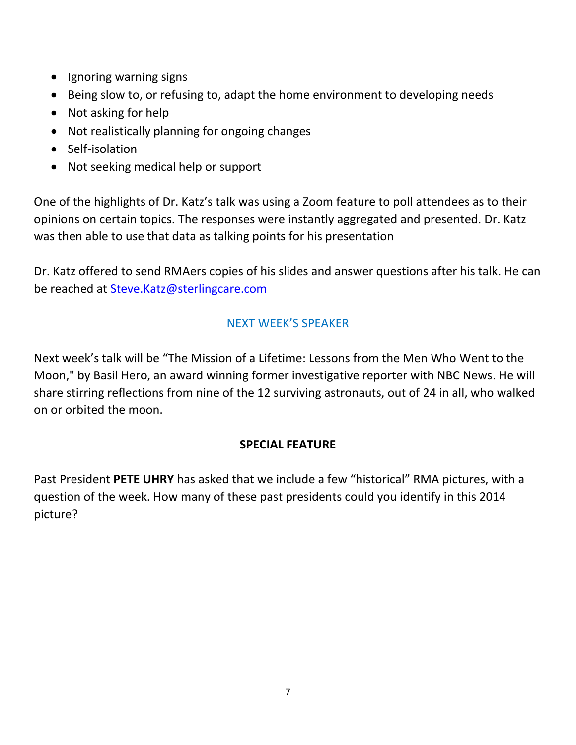- Ignoring warning signs
- Being slow to, or refusing to, adapt the home environment to developing needs
- Not asking for help
- Not realistically planning for ongoing changes
- Self-isolation
- Not seeking medical help or support

One of the highlights of Dr. Katz's talk was using a Zoom feature to poll attendees as to their opinions on certain topics. The responses were instantly aggregated and presented. Dr. Katz was then able to use that data as talking points for his presentation

Dr. Katz offered to send RMAers copies of his slides and answer questions after his talk. He can be reached at Steve.Katz@sterlingcare.com

## NEXT WEEK'S SPEAKER

Next week's talk will be "The Mission of a Lifetime: Lessons from the Men Who Went to the Moon," by Basil Hero, an award winning former investigative reporter with NBC News. He will share stirring reflections from nine of the 12 surviving astronauts, out of 24 in all, who walked on or orbited the moon.

## SPECIAL FEATURE

Past President **PETE UHRY** has asked that we include a few "historical" RMA pictures, with a question of the week. How many of these past presidents could you identify in this 2014 picture?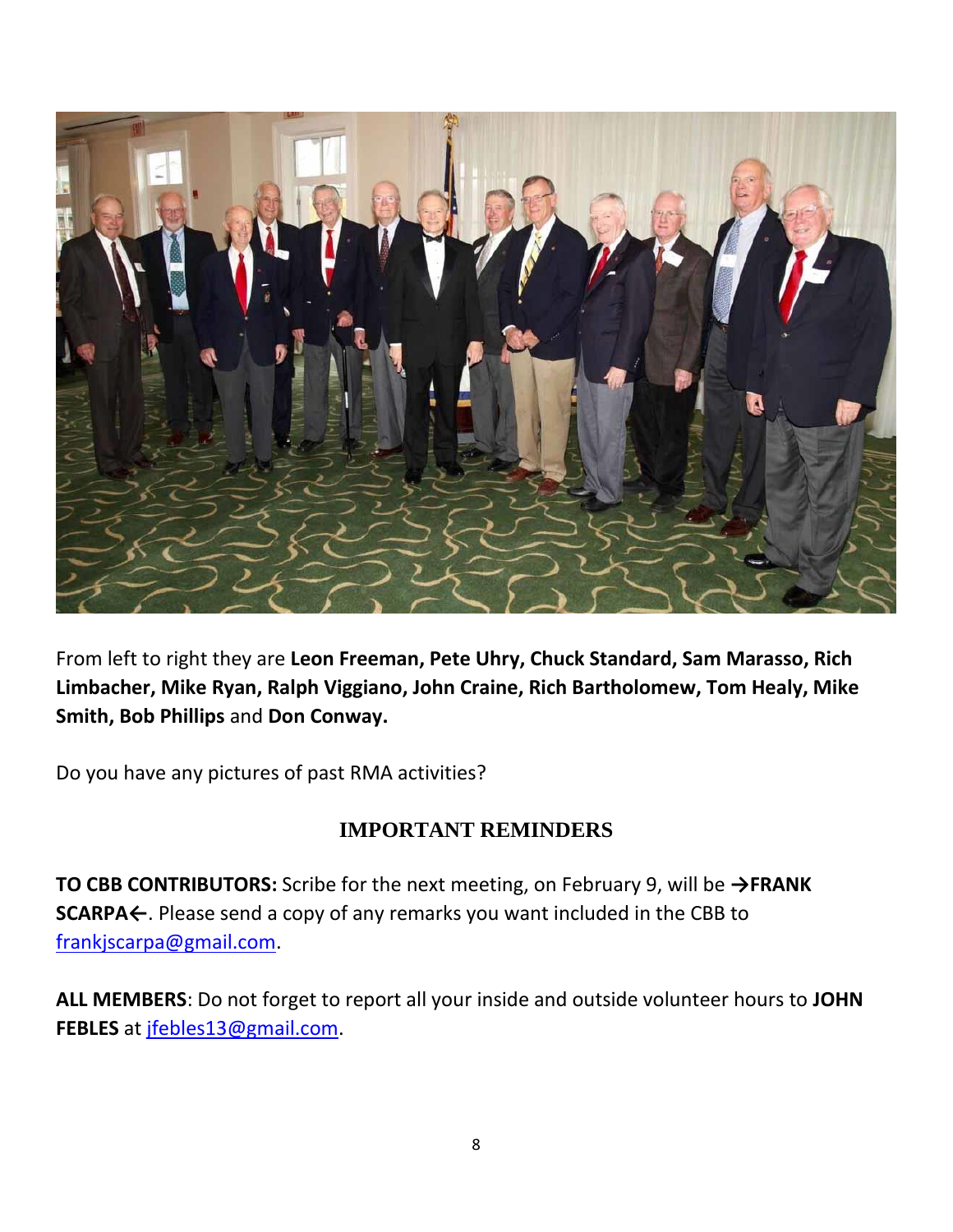From left to right they are **Leon Freeman, Pete Uhry, Chuck Standard, Sam Marasso, Rich Limbacher, Mike Ryan, Ralph Viggiano, John Craine, Rich Bartholomew, Tom Healy, Mike Smith, Bob Phillips** and **Don Conway.**

Do you have any pictures of past RMA activities?

## IMPORTANT REMINDERS

**TO CBB CONTRIBUTORS:** Scribe for the next meeting, on February 9, will be **→FRANK SCARPA←**. Please send a copy of any remarks you want included in the CBB to frankjscarpa@gmail.com.

**ALL MEMBERS**: Do not forget to report all your inside and outside volunteer hours to **JOHN FEBLES** at jfebles13@gmail.com.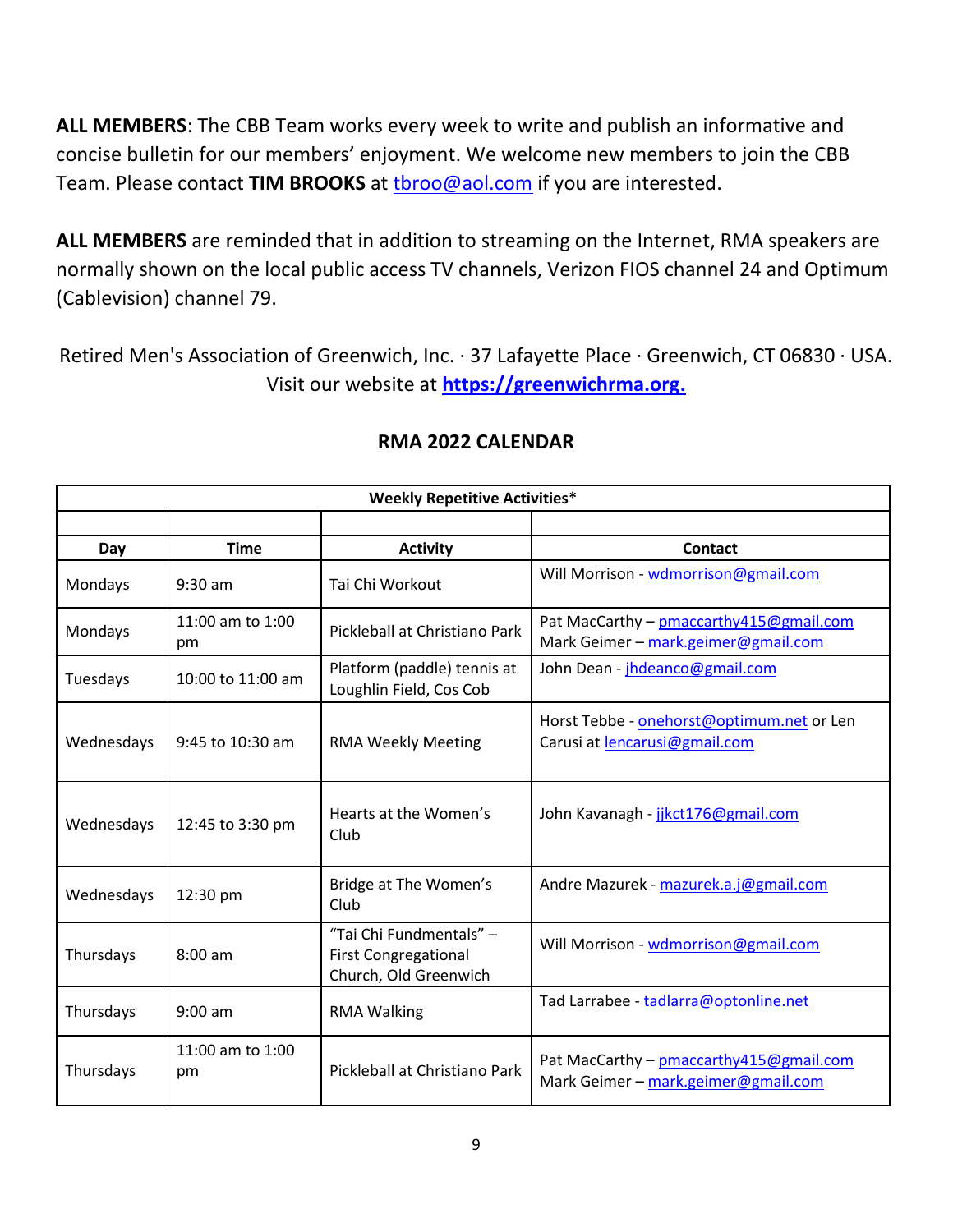**ALL MEMBERS**: The CBB Team works every week to write and publish an informative and concise bulletin for our members' enjoyment. We welcome new members to join the CBB Team. Please contact **TIM BROOKS** at tbroo@aol.com if you are interested.

**ALL MEMBERS** are reminded that in addition to streaming on the Internet, RMA speakers are normally shown on the local public access TV channels, Verizon FIOS channel 24 and Optimum (Cablevision) channel 79.

Retired Men's Association of Greenwich, Inc. · 37 Lafayette Place · Greenwich, CT 06830 · USA. Visit our website at **https://greenwichrma.org.**

## RMA 2022 CALENDAR

| **Weekly Repetitive Activities*** | | | |
|---|---|---|---|
| | | | |
| **Day** | **Time** | **Activity** | **Contact** |
| Mondays | 9:30 am | Tai Chi Workout | Will Morrison - wdmorrison@gmail.com |
| Mondays | 11:00 am to 1:00 pm | Pickleball at Christiano Park | Pat MacCarthy – pmaccarthy415@gmail.com Mark Geimer – mark.geimer@gmail.com |
| Tuesdays | 10:00 to 11:00 am | Platform (paddle) tennis at Loughlin Field, Cos Cob | John Dean - jhdeanco@gmail.com |
| Wednesdays | 9:45 to 10:30 am | RMA Weekly Meeting | Horst Tebbe - onehorst@optimum.net or Len Carusi at lencarusi@gmail.com |
| Wednesdays | 12:45 to 3:30 pm | Hearts at the Women's Club | John Kavanagh - jjkct176@gmail.com |
| Wednesdays | 12:30 pm | Bridge at The Women's Club | Andre Mazurek - mazurek.a.j@gmail.com |
| Thursdays | 8:00 am | "Tai Chi Fundmentals" – First Congregational Church, Old Greenwich | Will Morrison - wdmorrison@gmail.com |
| Thursdays | 9:00 am | RMA Walking | Tad Larrabee - tadlarra@optonline.net |
| Thursdays | 11:00 am to 1:00 pm | Pickleball at Christiano Park | Pat MacCarthy – pmaccarthy415@gmail.com Mark Geimer – mark.geimer@gmail.com |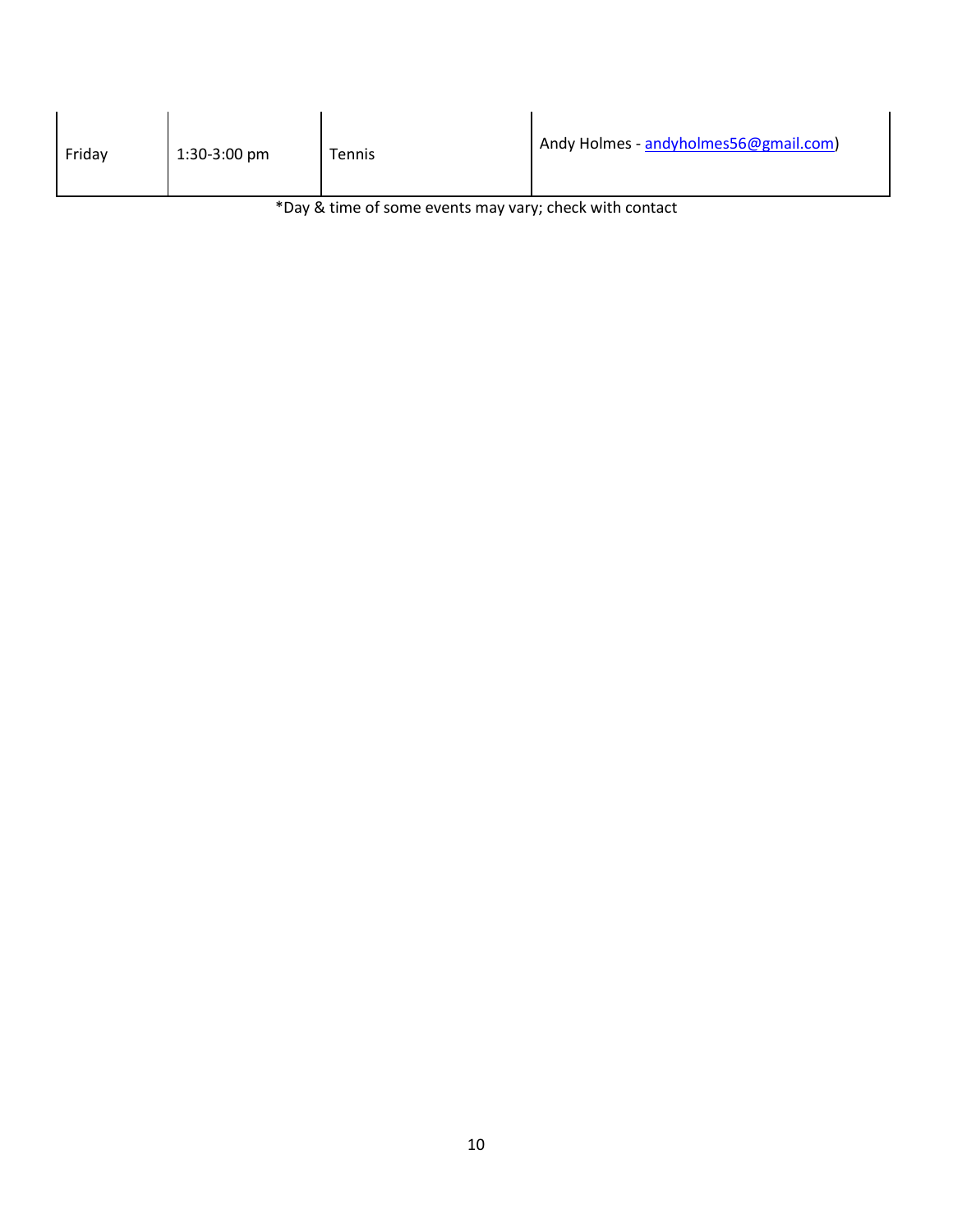| | | | |
|---|---|---|---|
| Friday | 1:30-3:00 pm | Tennis | Andy Holmes - andyholmes56@gmail.com) |

*Day & time of some events may vary; check with contact